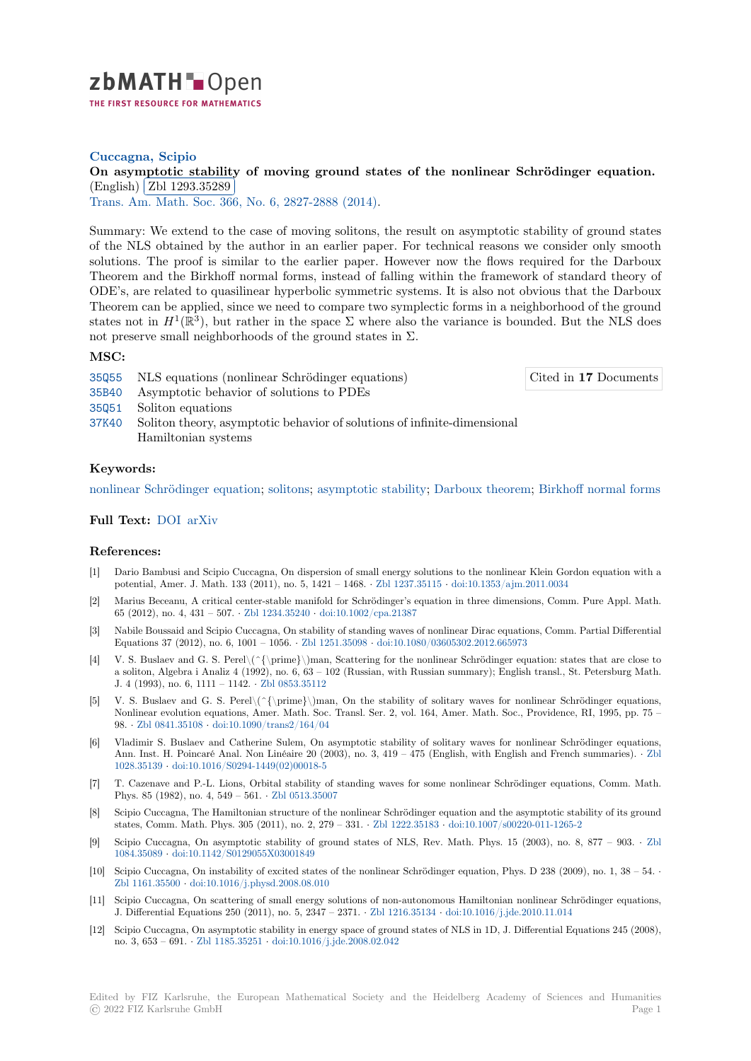# zbMATH Open

THE FIRST RESOURCE FOR MATHEMATICS

**Cuccagna, Scipio**

**On asymptotic stability of moving ground states of the nonlinear Schrödinger equation.** (English) Zbl 1293.35289

Trans. Am. Math. Soc. 366, No. 6, 2827-2888 (2014).

Summary: We extend to the case of moving solitons, the result on asymptotic stability of ground states of the NLS obtained by the author in an earlier paper. For technical reasons we consider only smooth solutions. The proof is similar to the earlier paper. However now the flows required for the Darboux Theorem and the Birkhoff normal forms, instead of falling within the framework of standard theory of ODE's, are related to quasilinear hyperbolic symmetric systems. It is also not obvious that the Darboux Theorem can be applied, since we need to compare two symplectic forms in a neighborhood of the ground states not in $H^1(\mathbb{R}^3)$, but rather in the space $\Sigma$ where also the variance is bounded. But the NLS does not preserve small neighborhoods of the ground states in $\Sigma$.

## MSC:

- 35Q55 NLS equations (nonlinear Schrödinger equations)
- 35B40 Asymptotic behavior of solutions to PDEs
- 35Q51 Soliton equations
- 37K40 Soliton theory, asymptotic behavior of solutions of infinite-dimensional Hamiltonian systems

Cited in **17** Documents

## Keywords:

nonlinear Schrödinger equation; solitons; asymptotic stability; Darboux theorem; Birkhoff normal forms

## Full Text:

DOI arXiv

## References:

[1] Dario Bambusi and Scipio Cuccagna, On dispersion of small energy solutions to the nonlinear Klein Gordon equation with a potential, Amer. J. Math. 133 (2011), no. 5, 1421 – 1468. · Zbl 1237.35115 · doi:10.1353/ajm.2011.0034

[2] Marius Beceanu, A critical center-stable manifold for Schrödinger's equation in three dimensions, Comm. Pure Appl. Math. 65 (2012), no. 4, 431 – 507. · Zbl 1234.35240 · doi:10.1002/cpa.21387

[3] Nabile Boussaid and Scipio Cuccagna, On stability of standing waves of nonlinear Dirac equations, Comm. Partial Differential Equations 37 (2012), no. 6, 1001 – 1056. · Zbl 1251.35098 · doi:10.1080/03605302.2012.665973

[4] V. S. Buslaev and G. S. Perel\(^{\prime}\)man, Scattering for the nonlinear Schrödinger equation: states that are close to a soliton, Algebra i Analiz 4 (1992), no. 6, 63 – 102 (Russian, with Russian summary); English transl., St. Petersburg Math. J. 4 (1993), no. 6, 1111 – 1142. · Zbl 0853.35112

[5] V. S. Buslaev and G. S. Perel\(^{\prime}\)man, On the stability of solitary waves for nonlinear Schrödinger equations, Nonlinear evolution equations, Amer. Math. Soc. Transl. Ser. 2, vol. 164, Amer. Math. Soc., Providence, RI, 1995, pp. 75 – 98. · Zbl 0841.35108 · doi:10.1090/trans2/164/04

[6] Vladimir S. Buslaev and Catherine Sulem, On asymptotic stability of solitary waves for nonlinear Schrödinger equations, Ann. Inst. H. Poincaré Anal. Non Linéaire 20 (2003), no. 3, 419 – 475 (English, with English and French summaries). · Zbl 1028.35139 · doi:10.1016/S0294-1449(02)00018-5

[7] T. Cazenave and P.-L. Lions, Orbital stability of standing waves for some nonlinear Schrödinger equations, Comm. Math. Phys. 85 (1982), no. 4, 549 – 561. · Zbl 0513.35007

[8] Scipio Cuccagna, The Hamiltonian structure of the nonlinear Schrödinger equation and the asymptotic stability of its ground states, Comm. Math. Phys. 305 (2011), no. 2, 279 – 331. · Zbl 1222.35183 · doi:10.1007/s00220-011-1265-2

[9] Scipio Cuccagna, On asymptotic stability of ground states of NLS, Rev. Math. Phys. 15 (2003), no. 8, 877 – 903. · Zbl 1084.35089 · doi:10.1142/S0129055X03001849

[10] Scipio Cuccagna, On instability of excited states of the nonlinear Schrödinger equation, Phys. D 238 (2009), no. 1, 38 – 54. · Zbl 1161.35500 · doi:10.1016/j.physd.2008.08.010

[11] Scipio Cuccagna, On scattering of small energy solutions of non-autonomous Hamiltonian nonlinear Schrödinger equations, J. Differential Equations 250 (2011), no. 5, 2347 – 2371. · Zbl 1216.35134 · doi:10.1016/j.jde.2010.11.014

[12] Scipio Cuccagna, On asymptotic stability in energy space of ground states of NLS in 1D, J. Differential Equations 245 (2008), no. 3, 653 – 691. · Zbl 1185.35251 · doi:10.1016/j.jde.2008.02.042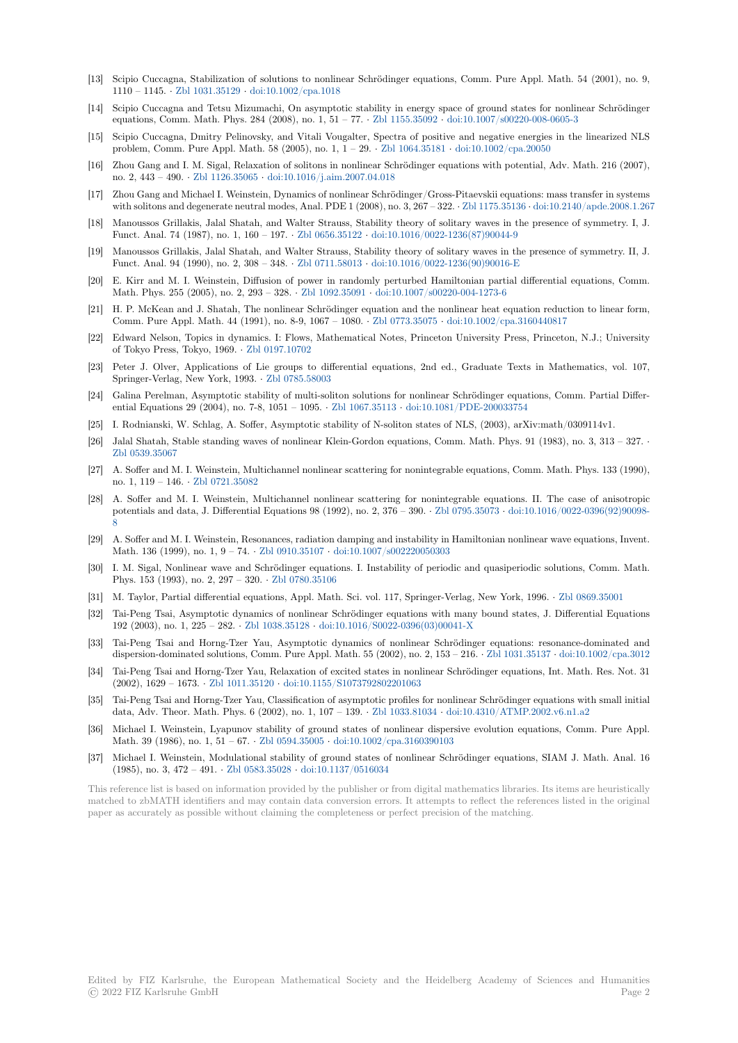[13] Scipio Cuccagna, Stabilization of solutions to nonlinear Schrödinger equations, Comm. Pure Appl. Math. 54 (2001), no. 9, 1110 – 1145. · Zbl 1031.35129 · doi:10.1002/cpa.1018

[14] Scipio Cuccagna and Tetsu Mizumachi, On asymptotic stability in energy space of ground states for nonlinear Schrödinger equations, Comm. Math. Phys. 284 (2008), no. 1, 51 – 77. · Zbl 1155.35092 · doi:10.1007/s00220-008-0605-3

[15] Scipio Cuccagna, Dmitry Pelinovsky, and Vitali Vougalter, Spectra of positive and negative energies in the linearized NLS problem, Comm. Pure Appl. Math. 58 (2005), no. 1, 1 – 29. · Zbl 1064.35181 · doi:10.1002/cpa.20050

[16] Zhou Gang and I. M. Sigal, Relaxation of solitons in nonlinear Schrödinger equations with potential, Adv. Math. 216 (2007), no. 2, 443 – 490. · Zbl 1126.35065 · doi:10.1016/j.aim.2007.04.018

[17] Zhou Gang and Michael I. Weinstein, Dynamics of nonlinear Schrödinger/Gross-Pitaevskii equations: mass transfer in systems with solitons and degenerate neutral modes, Anal. PDE 1 (2008), no. 3, 267 – 322. · Zbl 1175.35136 · doi:10.2140/apde.2008.1.267

[18] Manoussos Grillakis, Jalal Shatah, and Walter Strauss, Stability theory of solitary waves in the presence of symmetry. I, J. Funct. Anal. 74 (1987), no. 1, 160 – 197. · Zbl 0656.35122 · doi:10.1016/0022-1236(87)90044-9

[19] Manoussos Grillakis, Jalal Shatah, and Walter Strauss, Stability theory of solitary waves in the presence of symmetry. II, J. Funct. Anal. 94 (1990), no. 2, 308 – 348. · Zbl 0711.58013 · doi:10.1016/0022-1236(90)90016-E

[20] E. Kirr and M. I. Weinstein, Diffusion of power in randomly perturbed Hamiltonian partial differential equations, Comm. Math. Phys. 255 (2005), no. 2, 293 – 328. · Zbl 1092.35091 · doi:10.1007/s00220-004-1273-6

[21] H. P. McKean and J. Shatah, The nonlinear Schrödinger equation and the nonlinear heat equation reduction to linear form, Comm. Pure Appl. Math. 44 (1991), no. 8-9, 1067 – 1080. · Zbl 0773.35075 · doi:10.1002/cpa.3160440817

[22] Edward Nelson, Topics in dynamics. I: Flows, Mathematical Notes, Princeton University Press, Princeton, N.J.; University of Tokyo Press, Tokyo, 1969. · Zbl 0197.10702

[23] Peter J. Olver, Applications of Lie groups to differential equations, 2nd ed., Graduate Texts in Mathematics, vol. 107, Springer-Verlag, New York, 1993. · Zbl 0785.58003

[24] Galina Perelman, Asymptotic stability of multi-soliton solutions for nonlinear Schrödinger equations, Comm. Partial Differential Equations 29 (2004), no. 7-8, 1051 – 1095. · Zbl 1067.35113 · doi:10.1081/PDE-200033754

[25] I. Rodnianski, W. Schlag, A. Soffer, Asymptotic stability of N-soliton states of NLS, (2003), arXiv:math/0309114v1.

[26] Jalal Shatah, Stable standing waves of nonlinear Klein-Gordon equations, Comm. Math. Phys. 91 (1983), no. 3, 313 – 327. · Zbl 0539.35067

[27] A. Soffer and M. I. Weinstein, Multichannel nonlinear scattering for nonintegrable equations, Comm. Math. Phys. 133 (1990), no. 1, 119 – 146. · Zbl 0721.35082

[28] A. Soffer and M. I. Weinstein, Multichannel nonlinear scattering for nonintegrable equations. II. The case of anisotropic potentials and data, J. Differential Equations 98 (1992), no. 2, 376 – 390. · Zbl 0795.35073 · doi:10.1016/0022-0396(92)90098-8

[29] A. Soffer and M. I. Weinstein, Resonances, radiation damping and instability in Hamiltonian nonlinear wave equations, Invent. Math. 136 (1999), no. 1, 9 – 74. · Zbl 0910.35107 · doi:10.1007/s002220050303

[30] I. M. Sigal, Nonlinear wave and Schrödinger equations. I. Instability of periodic and quasiperiodic solutions, Comm. Math. Phys. 153 (1993), no. 2, 297 – 320. · Zbl 0780.35106

[31] M. Taylor, Partial differential equations, Appl. Math. Sci. vol. 117, Springer-Verlag, New York, 1996. · Zbl 0869.35001

[32] Tai-Peng Tsai, Asymptotic dynamics of nonlinear Schrödinger equations with many bound states, J. Differential Equations 192 (2003), no. 1, 225 – 282. · Zbl 1038.35128 · doi:10.1016/S0022-0396(03)00041-X

[33] Tai-Peng Tsai and Horng-Tzer Yau, Asymptotic dynamics of nonlinear Schrödinger equations: resonance-dominated and dispersion-dominated solutions, Comm. Pure Appl. Math. 55 (2002), no. 2, 153 – 216. · Zbl 1031.35137 · doi:10.1002/cpa.3012

[34] Tai-Peng Tsai and Horng-Tzer Yau, Relaxation of excited states in nonlinear Schrödinger equations, Int. Math. Res. Not. 31 (2002), 1629 – 1673. · Zbl 1011.35120 · doi:10.1155/S1073792802201063

[35] Tai-Peng Tsai and Horng-Tzer Yau, Classification of asymptotic profiles for nonlinear Schrödinger equations with small initial data, Adv. Theor. Math. Phys. 6 (2002), no. 1, 107 – 139. · Zbl 1033.81034 · doi:10.4310/ATMP.2002.v6.n1.a2

[36] Michael I. Weinstein, Lyapunov stability of ground states of nonlinear dispersive evolution equations, Comm. Pure Appl. Math. 39 (1986), no. 1, 51 – 67. · Zbl 0594.35005 · doi:10.1002/cpa.3160390103

[37] Michael I. Weinstein, Modulational stability of ground states of nonlinear Schrödinger equations, SIAM J. Math. Anal. 16 (1985), no. 3, 472 – 491. · Zbl 0583.35028 · doi:10.1137/0516034

This reference list is based on information provided by the publisher or from digital mathematics libraries. Its items are heuristically matched to zbMATH identifiers and may contain data conversion errors. It attempts to reflect the references listed in the original paper as accurately as possible without claiming the completeness or perfect precision of the matching.